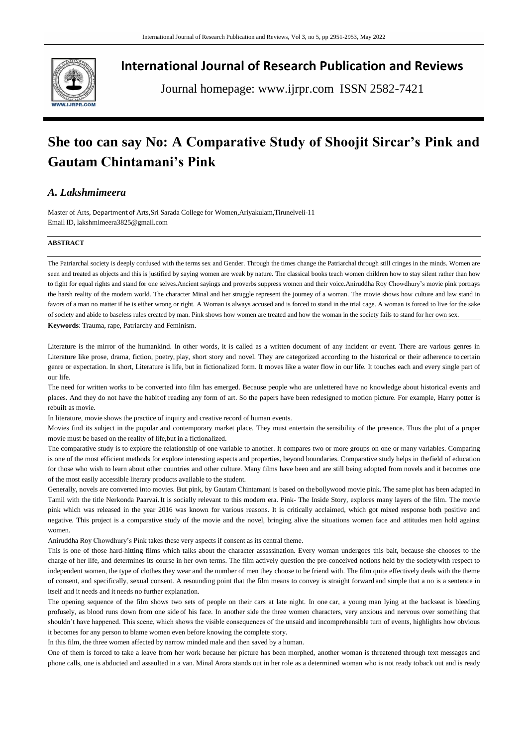# International Journal of Research Publication and Reviews

Journal homepage: www.ijrpr.com ISSN 2582-7421

# She too can say No: A Comparative Study of Shoojit Sircar's Pink and Gautam Chintamani's Pink

## *A. Lakshmimeera*

Master of Arts, Department of Arts,Sri Sarada College for Women,Ariyakulam,Tirunelveli-11
Email ID, lakshmimeera3825@gmail.com

**ABSTRACT**

The Patriarchal society is deeply confused with the terms sex and Gender. Through the times change the Patriarchal through still cringes in the minds. Women are seen and treated as objects and this is justified by saying women are weak by nature. The classical books teach women children how to stay silent rather than how to fight for equal rights and stand for one selves.Ancient sayings and proverbs suppress women and their voice.Aniruddha Roy Chowdhury's movie pink portrays the harsh reality of the modern world. The character Minal and her struggle represent the journey of a woman. The movie shows how culture and law stand in favors of a man no matter if he is either wrong or right. A Woman is always accused and is forced to stand in the trial cage. A woman is forced to live for the sake of society and abide to baseless rules created by man. Pink shows how women are treated and how the woman in the society fails to stand for her own sex.

**Keywords**: Trauma, rape, Patriarchy and Feminism.

Literature is the mirror of the humankind. In other words, it is called as a written document of any incident or event. There are various genres in Literature like prose, drama, fiction, poetry, play, short story and novel. They are categorized according to the historical or their adherence to certain genre or expectation. In short, Literature is life, but in fictionalized form. It moves like a water flow in our life. It touches each and every single part of our life.

The need for written works to be converted into film has emerged. Because people who are unlettered have no knowledge about historical events and places. And they do not have the habit of reading any form of art. So the papers have been redesigned to motion picture. For example, Harry potter is rebuilt as movie.

In literature, movie shows the practice of inquiry and creative record of human events.

Movies find its subject in the popular and contemporary market place. They must entertain the sensibility of the presence. Thus the plot of a proper movie must be based on the reality of life,but in a fictionalized.

The comparative study is to explore the relationship of one variable to another. It compares two or more groups on one or many variables. Comparing is one of the most efficient methods for explore interesting aspects and properties, beyond boundaries. Comparative study helps in the field of education for those who wish to learn about other countries and other culture. Many films have been and are still being adopted from novels and it becomes one of the most easily accessible literary products available to the student.

Generally, novels are converted into movies. But pink, by Gautam Chintamani is based on the bollywood movie pink. The same plot has been adapted in Tamil with the title Nerkonda Paarvai. It is socially relevant to this modern era. Pink- The Inside Story, explores many layers of the film. The movie pink which was released in the year 2016 was known for various reasons. It is critically acclaimed, which got mixed response both positive and negative. This project is a comparative study of the movie and the novel, bringing alive the situations women face and attitudes men hold against women.

Aniruddha Roy Chowdhury's Pink takes these very aspects if consent as its central theme.

This is one of those hard-hitting films which talks about the character assassination. Every woman undergoes this bait, because she chooses to the charge of her life, and determines its course in her own terms. The film actively question the pre-conceived notions held by the society with respect to independent women, the type of clothes they wear and the number of men they choose to be friend with. The film quite effectively deals with the theme of consent, and specifically, sexual consent. A resounding point that the film means to convey is straight forward and simple that a no is a sentence in itself and it needs and it needs no further explanation.

The opening sequence of the film shows two sets of people on their cars at late night. In one car, a young man lying at the backseat is bleeding profusely, as blood runs down from one side of his face. In another side the three women characters, very anxious and nervous over something that shouldn't have happened. This scene, which shows the visible consequences of the unsaid and incomprehensible turn of events, highlights how obvious it becomes for any person to blame women even before knowing the complete story.

In this film, the three women affected by narrow minded male and then saved by a human.

One of them is forced to take a leave from her work because her picture has been morphed, another woman is threatened through text messages and phone calls, one is abducted and assaulted in a van. Minal Arora stands out in her role as a determined woman who is not ready to back out and is ready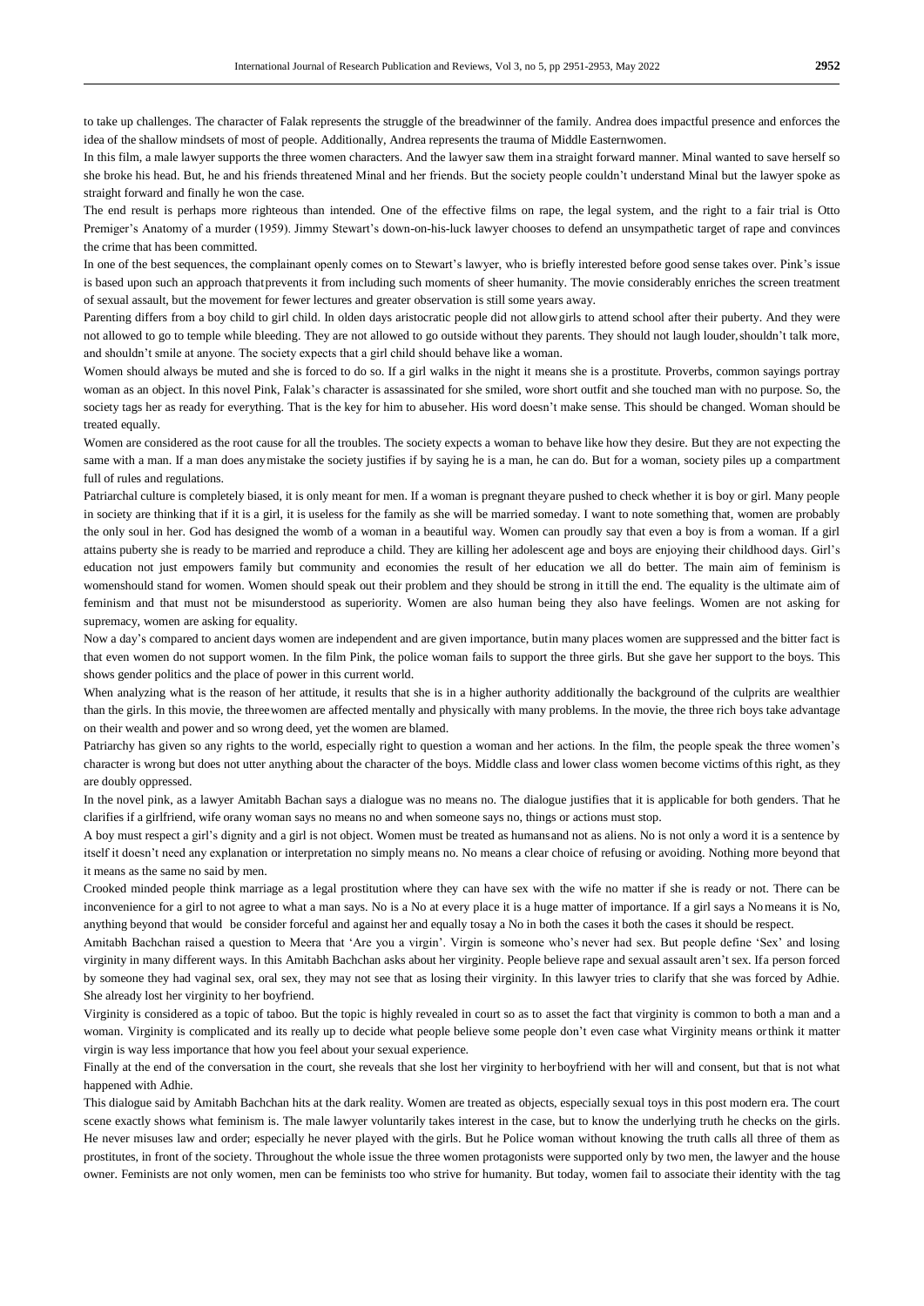to take up challenges. The character of Falak represents the struggle of the breadwinner of the family. Andrea does impactful presence and enforces the idea of the shallow mindsets of most of people. Additionally, Andrea represents the trauma of Middle Easternwomen.

In this film, a male lawyer supports the three women characters. And the lawyer saw them ina straight forward manner. Minal wanted to save herself so she broke his head. But, he and his friends threatened Minal and her friends. But the society people couldn't understand Minal but the lawyer spoke as straight forward and finally he won the case.

The end result is perhaps more righteous than intended. One of the effective films on rape, the legal system, and the right to a fair trial is Otto Premiger's Anatomy of a murder (1959). Jimmy Stewart's down-on-his-luck lawyer chooses to defend an unsympathetic target of rape and convinces the crime that has been committed.

In one of the best sequences, the complainant openly comes on to Stewart's lawyer, who is briefly interested before good sense takes over. Pink's issue is based upon such an approach thatprevents it from including such moments of sheer humanity. The movie considerably enriches the screen treatment of sexual assault, but the movement for fewer lectures and greater observation is still some years away.

Parenting differs from a boy child to girl child. In olden days aristocratic people did not allowgirls to attend school after their puberty. And they were not allowed to go to temple while bleeding. They are not allowed to go outside without they parents. They should not laugh louder,shouldn't talk more, and shouldn't smile at anyone. The society expects that a girl child should behave like a woman.

Women should always be muted and she is forced to do so. If a girl walks in the night it means she is a prostitute. Proverbs, common sayings portray woman as an object. In this novel Pink, Falak's character is assassinated for she smiled, wore short outfit and she touched man with no purpose. So, the society tags her as ready for everything. That is the key for him to abuseher. His word doesn't make sense. This should be changed. Woman should be treated equally.

Women are considered as the root cause for all the troubles. The society expects a woman to behave like how they desire. But they are not expecting the same with a man. If a man does anymistake the society justifies if by saying he is a man, he can do. But for a woman, society piles up a compartment full of rules and regulations.

Patriarchal culture is completely biased, it is only meant for men. If a woman is pregnant theyare pushed to check whether it is boy or girl. Many people in society are thinking that if it is a girl, it is useless for the family as she will be married someday. I want to note something that, women are probably the only soul in her. God has designed the womb of a woman in a beautiful way. Women can proudly say that even a boy is from a woman. If a girl attains puberty she is ready to be married and reproduce a child. They are killing her adolescent age and boys are enjoying their childhood days. Girl's education not just empowers family but community and economies the result of her education we all do better. The main aim of feminism is womenshould stand for women. Women should speak out their problem and they should be strong in ittill the end. The equality is the ultimate aim of feminism and that must not be misunderstood as superiority. Women are also human being they also have feelings. Women are not asking for supremacy, women are asking for equality.

Now a day's compared to ancient days women are independent and are given importance, butin many places women are suppressed and the bitter fact is that even women do not support women. In the film Pink, the police woman fails to support the three girls. But she gave her support to the boys. This shows gender politics and the place of power in this current world.

When analyzing what is the reason of her attitude, it results that she is in a higher authority additionally the background of the culprits are wealthier than the girls. In this movie, the threewomen are affected mentally and physically with many problems. In the movie, the three rich boys take advantage on their wealth and power and so wrong deed, yet the women are blamed.

Patriarchy has given so any rights to the world, especially right to question a woman and her actions. In the film, the people speak the three women's character is wrong but does not utter anything about the character of the boys. Middle class and lower class women become victims ofthis right, as they are doubly oppressed.

In the novel pink, as a lawyer Amitabh Bachan says a dialogue was no means no. The dialogue justifies that it is applicable for both genders. That he clarifies if a girlfriend, wife orany woman says no means no and when someone says no, things or actions must stop.

A boy must respect a girl's dignity and a girl is not object. Women must be treated as humansand not as aliens. No is not only a word it is a sentence by itself it doesn't need any explanation or interpretation no simply means no. No means a clear choice of refusing or avoiding. Nothing more beyond that it means as the same no said by men.

Crooked minded people think marriage as a legal prostitution where they can have sex with the wife no matter if she is ready or not. There can be inconvenience for a girl to not agree to what a man says. No is a No at every place it is a huge matter of importance. If a girl says a Nomeans it is No, anything beyond that would be consider forceful and against her and equally tosay a No in both the cases it both the cases it should be respect.

Amitabh Bachchan raised a question to Meera that 'Are you a virgin'. Virgin is someone who's never had sex. But people define 'Sex' and losing virginity in many different ways. In this Amitabh Bachchan asks about her virginity. People believe rape and sexual assault aren't sex. Ifa person forced by someone they had vaginal sex, oral sex, they may not see that as losing their virginity. In this lawyer tries to clarify that she was forced by Adhie. She already lost her virginity to her boyfriend.

Virginity is considered as a topic of taboo. But the topic is highly revealed in court so as to asset the fact that virginity is common to both a man and a woman. Virginity is complicated and its really up to decide what people believe some people don't even case what Virginity means orthink it matter virgin is way less importance that how you feel about your sexual experience.

Finally at the end of the conversation in the court, she reveals that she lost her virginity to herboyfriend with her will and consent, but that is not what happened with Adhie.

This dialogue said by Amitabh Bachchan hits at the dark reality. Women are treated as objects, especially sexual toys in this post modern era. The court scene exactly shows what feminism is. The male lawyer voluntarily takes interest in the case, but to know the underlying truth he checks on the girls. He never misuses law and order; especially he never played with the girls. But he Police woman without knowing the truth calls all three of them as prostitutes, in front of the society. Throughout the whole issue the three women protagonists were supported only by two men, the lawyer and the house owner. Feminists are not only women, men can be feminists too who strive for humanity. But today, women fail to associate their identity with the tag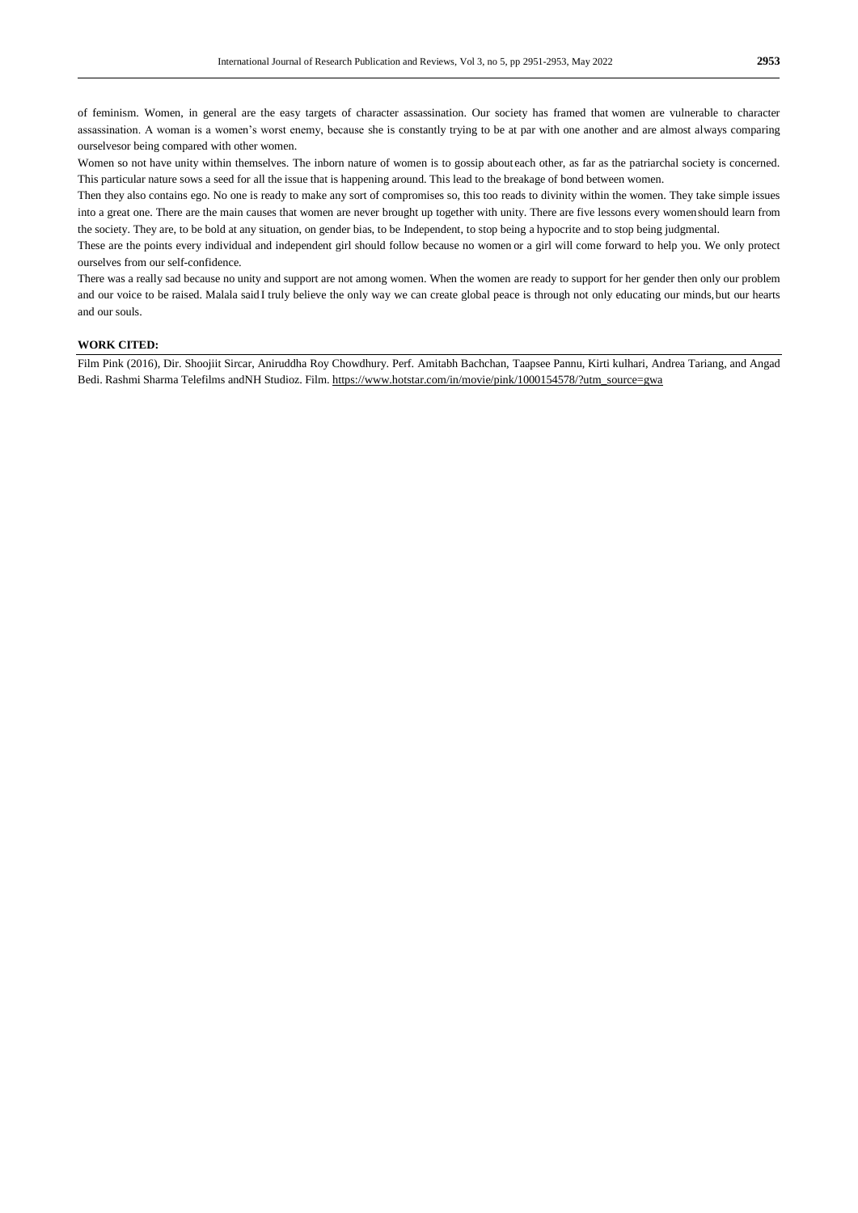of feminism. Women, in general are the easy targets of character assassination. Our society has framed that women are vulnerable to character assassination. A woman is a women's worst enemy, because she is constantly trying to be at par with one another and are almost always comparing ourselvesor being compared with other women.

Women so not have unity within themselves. The inborn nature of women is to gossip abouteach other, as far as the patriarchal society is concerned. This particular nature sows a seed for all the issue that is happening around. This lead to the breakage of bond between women.

Then they also contains ego. No one is ready to make any sort of compromises so, this too reads to divinity within the women. They take simple issues into a great one. There are the main causes that women are never brought up together with unity. There are five lessons every womenshould learn from the society. They are, to be bold at any situation, on gender bias, to be Independent, to stop being a hypocrite and to stop being judgmental.

These are the points every individual and independent girl should follow because no women or a girl will come forward to help you. We only protect ourselves from our self-confidence.

There was a really sad because no unity and support are not among women. When the women are ready to support for her gender then only our problem and our voice to be raised. Malala saidI truly believe the only way we can create global peace is through not only educating our minds,but our hearts and our souls.

**WORK CITED:**

Film Pink (2016), Dir. Shoojiit Sircar, Aniruddha Roy Chowdhury. Perf. Amitabh Bachchan, Taapsee Pannu, Kirti kulhari, Andrea Tariang, and Angad Bedi. Rashmi Sharma Telefilms andNH Studioz. Film. https://www.hotstar.com/in/movie/pink/1000154578/?utm_source=gwa